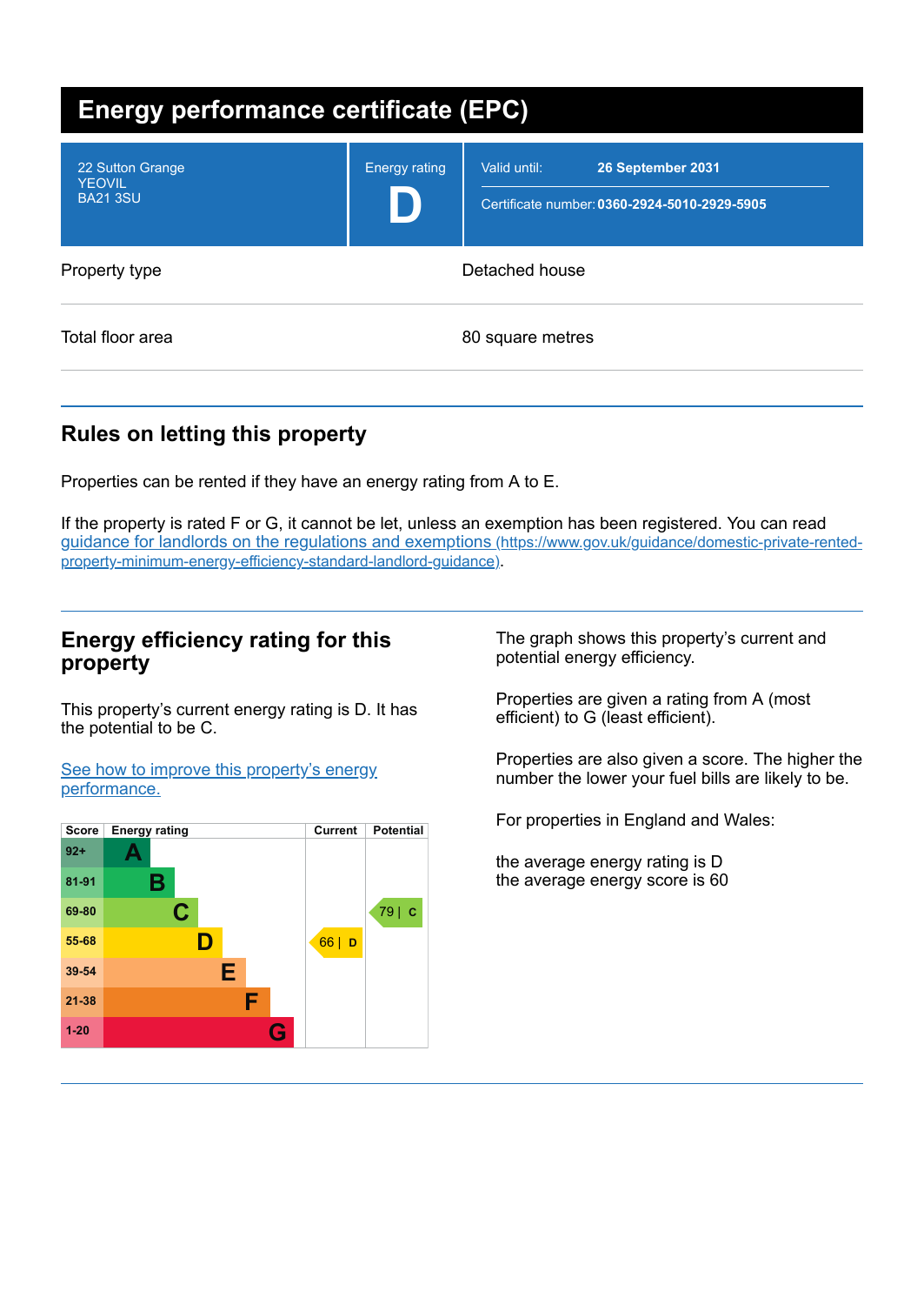# Energy performance certificate (EPC)

| | | |
|---|---|---|
| 22 Sutton Grange<br>YEOVIL<br>BA21 3SU | Energy rating<br>**D** | Valid until: **26 September 2031**<br>Certificate number: **0360-2924-5010-2929-5905** |

| | |
|---|---|
| Property type | Detached house |
| Total floor area | 80 square metres |

## Rules on letting this property

Properties can be rented if they have an energy rating from A to E.

If the property is rated F or G, it cannot be let, unless an exemption has been registered. You can read [guidance for landlords on the regulations and exemptions](https://www.gov.uk/guidance/domestic-private-rented-property-minimum-energy-efficiency-standard-landlord-guidance) (https://www.gov.uk/guidance/domestic-private-rented-property-minimum-energy-efficiency-standard-landlord-guidance).

## Energy efficiency rating for this property

This property's current energy rating is D. It has the potential to be C.

[See how to improve this property's energy performance.]()

| Score | Energy rating | Current | Potential |
|---|---|---|---|
| 92+ | A | | |
| 81-91 | B | | |
| 69-80 | C | | 79 \| C |
| 55-68 | D | 66 \| D | |
| 39-54 | E | | |
| 21-38 | F | | |
| 1-20 | G | | |

The graph shows this property's current and potential energy efficiency.

Properties are given a rating from A (most efficient) to G (least efficient).

Properties are also given a score. The higher the number the lower your fuel bills are likely to be.

For properties in England and Wales:

the average energy rating is D
the average energy score is 60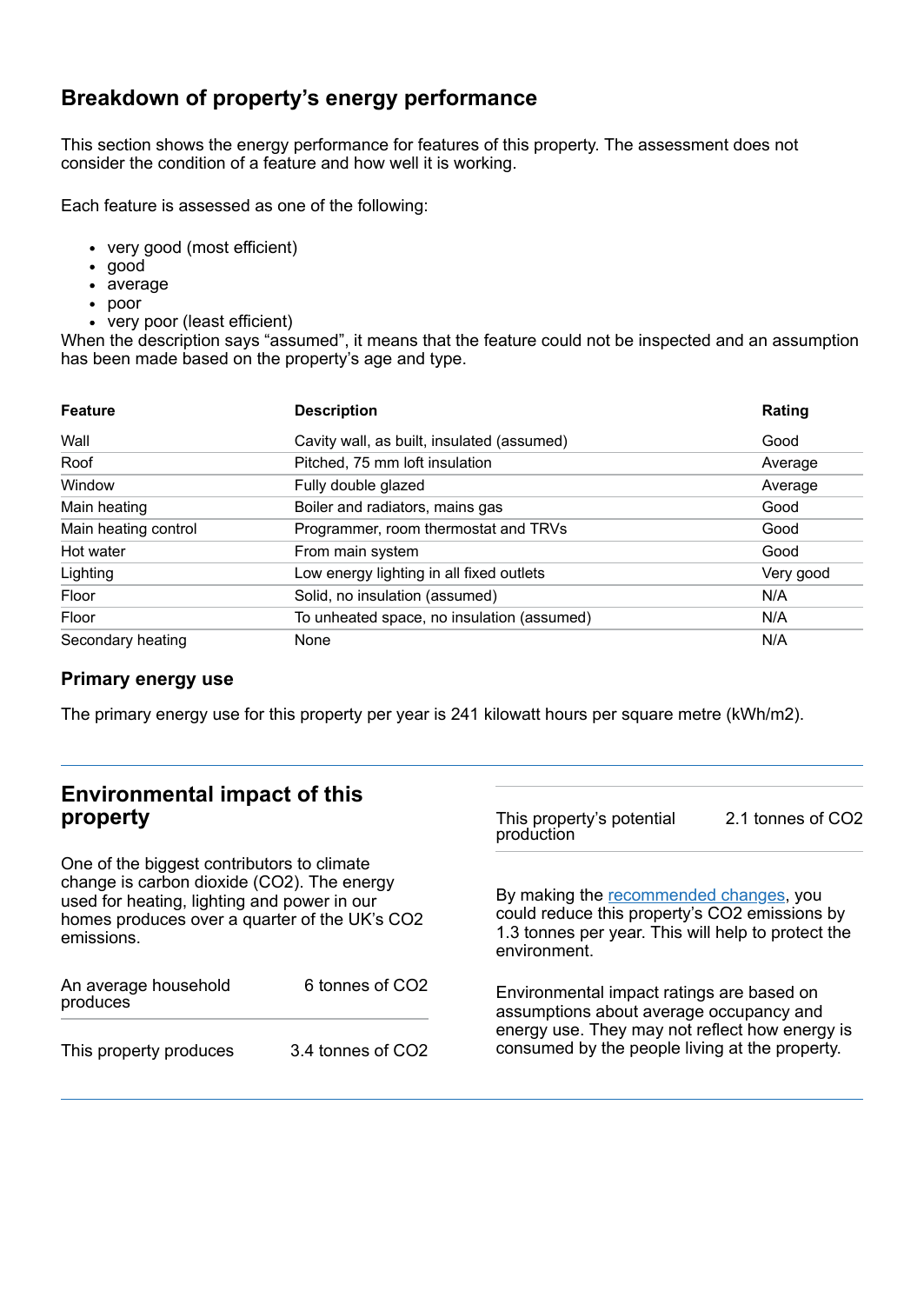## Breakdown of property's energy performance

This section shows the energy performance for features of this property. The assessment does not consider the condition of a feature and how well it is working.

Each feature is assessed as one of the following:

- very good (most efficient)
- good
- average
- poor
- very poor (least efficient)

When the description says "assumed", it means that the feature could not be inspected and an assumption has been made based on the property's age and type.

| Feature | Description | Rating |
|---|---|---|
| Wall | Cavity wall, as built, insulated (assumed) | Good |
| Roof | Pitched, 75 mm loft insulation | Average |
| Window | Fully double glazed | Average |
| Main heating | Boiler and radiators, mains gas | Good |
| Main heating control | Programmer, room thermostat and TRVs | Good |
| Hot water | From main system | Good |
| Lighting | Low energy lighting in all fixed outlets | Very good |
| Floor | Solid, no insulation (assumed) | N/A |
| Floor | To unheated space, no insulation (assumed) | N/A |
| Secondary heating | None | N/A |

### Primary energy use

The primary energy use for this property per year is 241 kilowatt hours per square metre (kWh/m2).

## Environmental impact of this property

One of the biggest contributors to climate change is carbon dioxide ($CO_2$). The energy used for heating, lighting and power in our homes produces over a quarter of the UK's $CO_2$ emissions.

| | |
|---|---|
| An average household produces | 6 tonnes of $CO_2$ |
| This property produces | 3.4 tonnes of $CO_2$ |
| This property's potential production | 2.1 tonnes of $CO_2$ |

By making the recommended changes, you could reduce this property's $CO_2$ emissions by 1.3 tonnes per year. This will help to protect the environment.

Environmental impact ratings are based on assumptions about average occupancy and energy use. They may not reflect how energy is consumed by the people living at the property.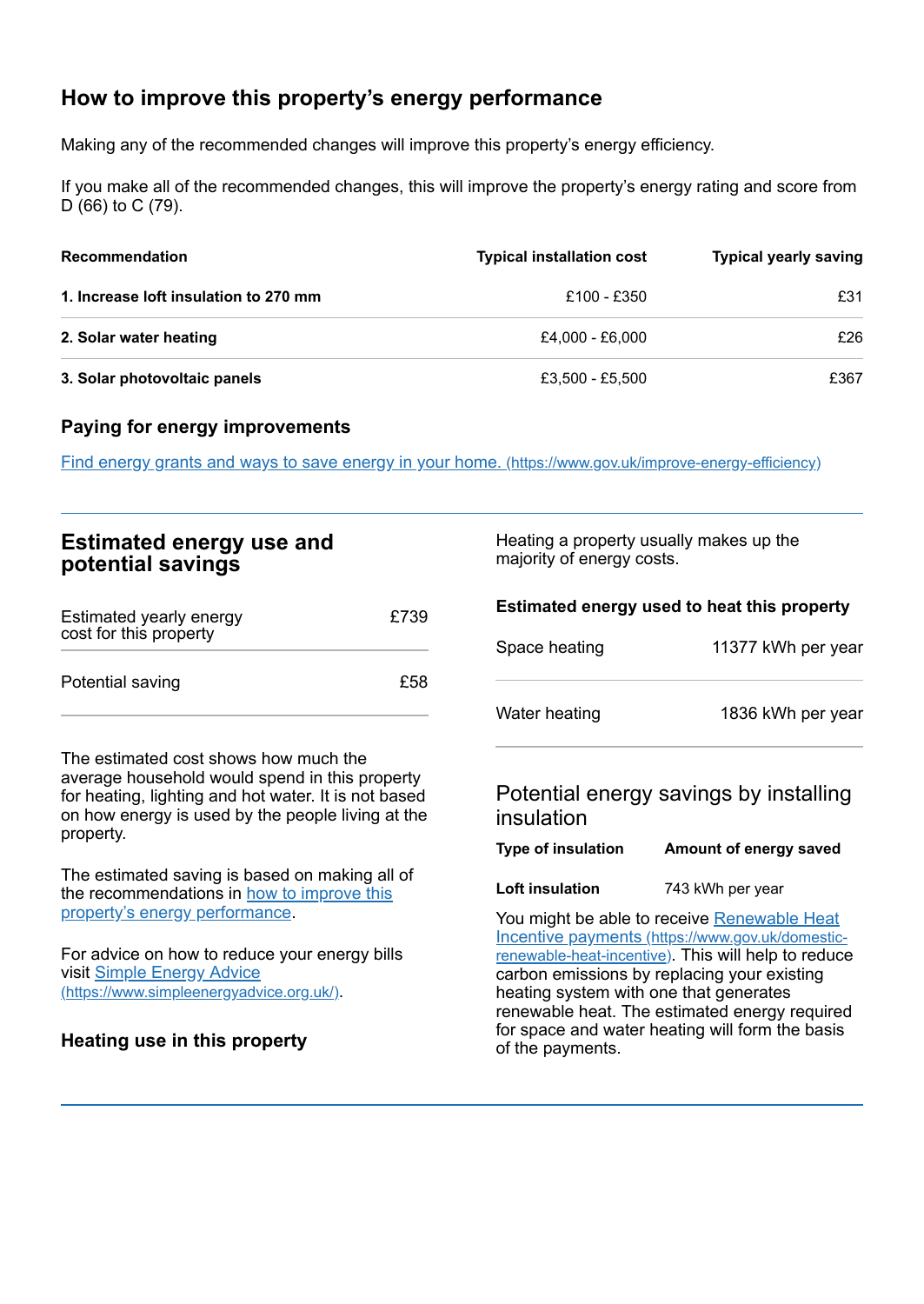## How to improve this property's energy performance

Making any of the recommended changes will improve this property's energy efficiency.

If you make all of the recommended changes, this will improve the property's energy rating and score from D (66) to C (79).

| Recommendation | Typical installation cost | Typical yearly saving |
|---|---|---|
| **1. Increase loft insulation to 270 mm** | £100 - £350 | £31 |
| **2. Solar water heating** | £4,000 - £6,000 | £26 |
| **3. Solar photovoltaic panels** | £3,500 - £5,500 | £367 |

### Paying for energy improvements

[Find energy grants and ways to save energy in your home.](https://www.gov.uk/improve-energy-efficiency) (https://www.gov.uk/improve-energy-efficiency)

## Estimated energy use and potential savings

| | |
|---|---|
| Estimated yearly energy cost for this property | £739 |
| Potential saving | £58 |

The estimated cost shows how much the average household would spend in this property for heating, lighting and hot water. It is not based on how energy is used by the people living at the property.

The estimated saving is based on making all of the recommendations in how to improve this property's energy performance.

For advice on how to reduce your energy bills visit [Simple Energy Advice](https://www.simpleenergyadvice.org.uk/) (https://www.simpleenergyadvice.org.uk/).

### Heating use in this property

Heating a property usually makes up the majority of energy costs.

### Estimated energy used to heat this property

| | |
|---|---|
| Space heating | 11377 kWh per year |
| Water heating | 1836 kWh per year |

### Potential energy savings by installing insulation

| Type of insulation | Amount of energy saved |
|---|---|
| **Loft insulation** | 743 kWh per year |

You might be able to receive [Renewable Heat Incentive payments](https://www.gov.uk/domestic-renewable-heat-incentive) (https://www.gov.uk/domestic-renewable-heat-incentive). This will help to reduce carbon emissions by replacing your existing heating system with one that generates renewable heat. The estimated energy required for space and water heating will form the basis of the payments.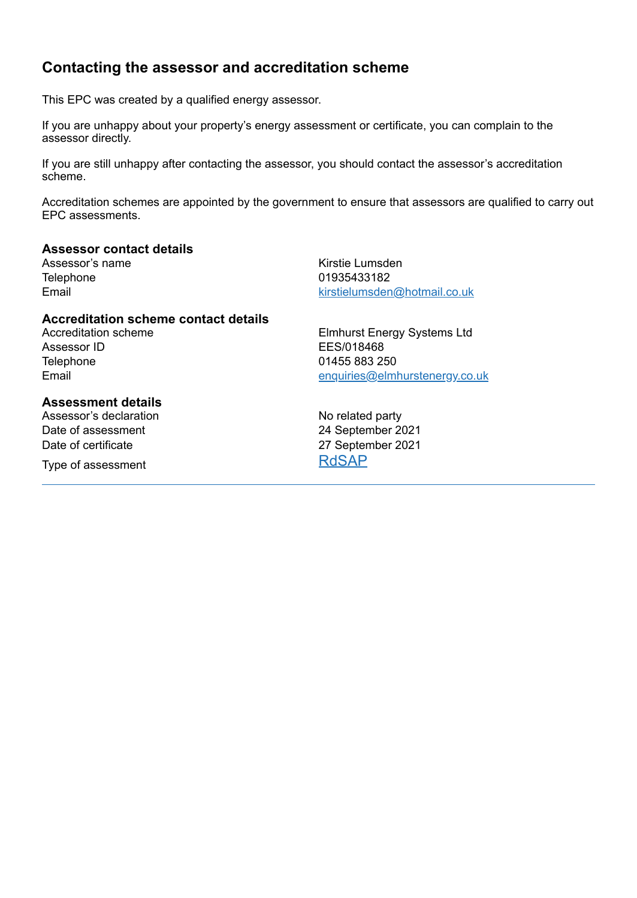## Contacting the assessor and accreditation scheme

This EPC was created by a qualified energy assessor.

If you are unhappy about your property's energy assessment or certificate, you can complain to the assessor directly.

If you are still unhappy after contacting the assessor, you should contact the assessor's accreditation scheme.

Accreditation schemes are appointed by the government to ensure that assessors are qualified to carry out EPC assessments.

### Assessor contact details

| | |
|---|---|
| Assessor's name | Kirstie Lumsden |
| Telephone | 01935433182 |
| Email | kirstielumsden@hotmail.co.uk |

### Accreditation scheme contact details

| | |
|---|---|
| Accreditation scheme | Elmhurst Energy Systems Ltd |
| Assessor ID | EES/018468 |
| Telephone | 01455 883 250 |
| Email | enquiries@elmhurstenergy.co.uk |

### Assessment details

| | |
|---|---|
| Assessor's declaration | No related party |
| Date of assessment | 24 September 2021 |
| Date of certificate | 27 September 2021 |
| Type of assessment | RdSAP |